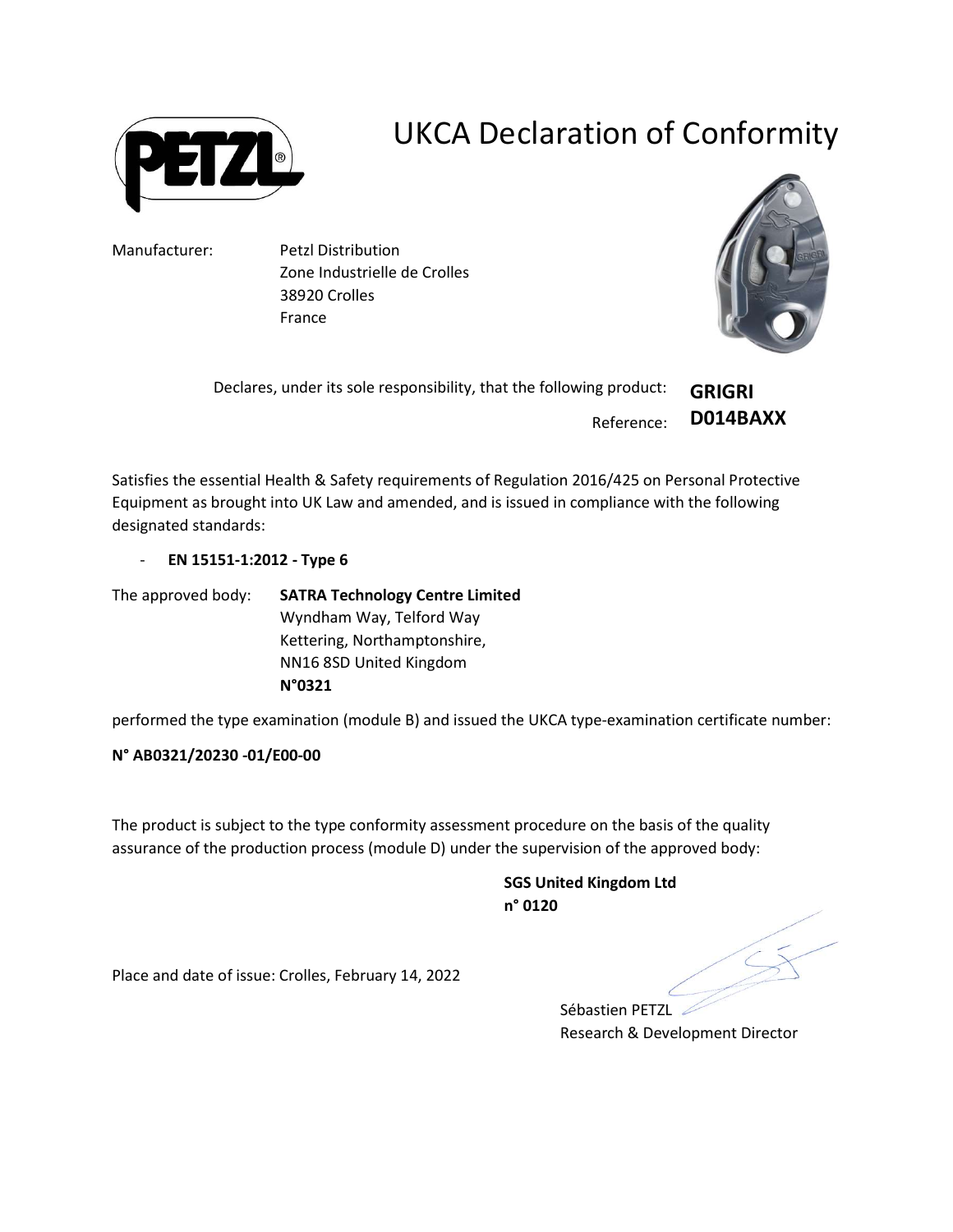# UKCA Declaration of Conformity

Manufacturer: Petzl Distribution
Zone Industrielle de Crolles
38920 Crolles
France

Declares, under its sole responsibility, that the following product: **GRIGRI**

Reference: **D014BAXX**

Satisfies the essential Health & Safety requirements of Regulation 2016/425 on Personal Protective Equipment as brought into UK Law and amended, and is issued in compliance with the following designated standards:

- **EN 15151-1:2012 - Type 6**

The approved body: **SATRA Technology Centre Limited**
Wyndham Way, Telford Way
Kettering, Northamptonshire,
NN16 8SD United Kingdom
**N°0321**

performed the type examination (module B) and issued the UKCA type-examination certificate number:

**N° AB0321/20230 -01/E00-00**

The product is subject to the type conformity assessment procedure on the basis of the quality assurance of the production process (module D) under the supervision of the approved body:

**SGS United Kingdom Ltd**
**n° 0120**

Place and date of issue: Crolles, February 14, 2022

Sébastien PETZL
Research & Development Director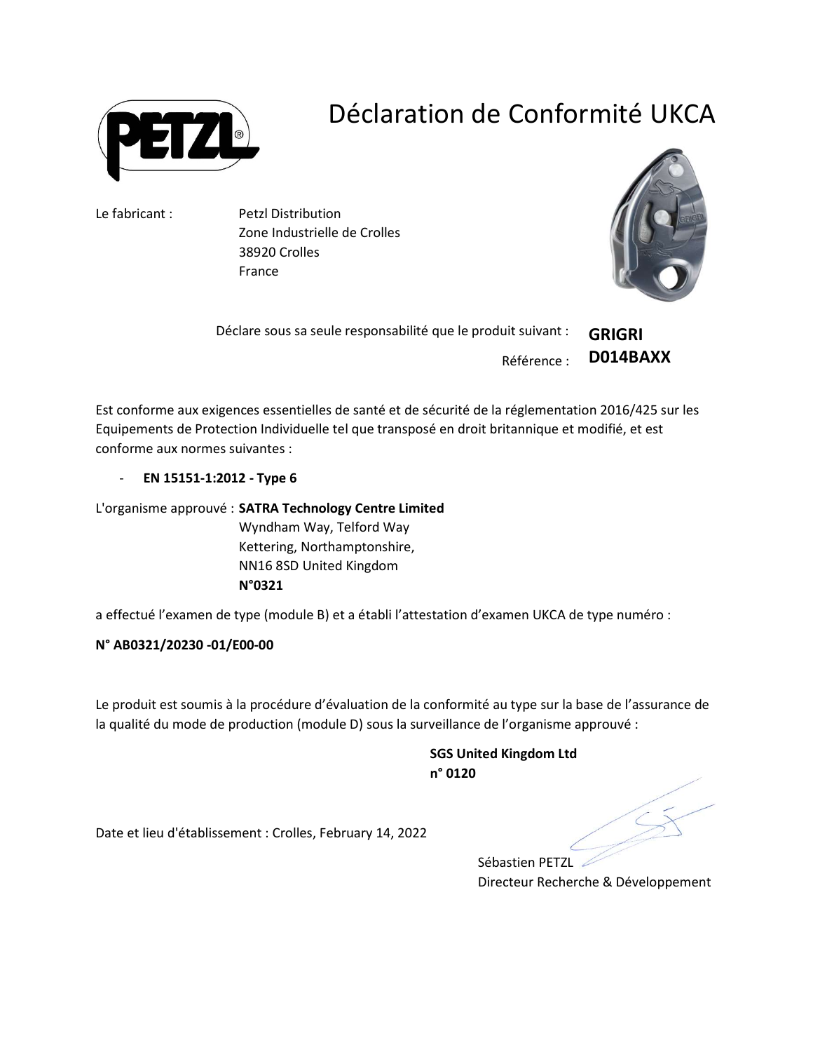# Déclaration de Conformité UKCA

Le fabricant : Petzl Distribution
Zone Industrielle de Crolles
38920 Crolles
France

Déclare sous sa seule responsabilité que le produit suivant : **GRIGRI**

Référence : **D014BAXX**

Est conforme aux exigences essentielles de santé et de sécurité de la réglementation 2016/425 sur les Equipements de Protection Individuelle tel que transposé en droit britannique et modifié, et est conforme aux normes suivantes :

- **EN 15151-1:2012 - Type 6**

L'organisme approuvé : **SATRA Technology Centre Limited**
Wyndham Way, Telford Way
Kettering, Northamptonshire,
NN16 8SD United Kingdom
**N°0321**

a effectué l'examen de type (module B) et a établi l'attestation d'examen UKCA de type numéro :

**N° AB0321/20230 -01/E00-00**

Le produit est soumis à la procédure d'évaluation de la conformité au type sur la base de l'assurance de la qualité du mode de production (module D) sous la surveillance de l'organisme approuvé :

**SGS United Kingdom Ltd**
**n° 0120**

Date et lieu d'établissement : Crolles, February 14, 2022

Sébastien PETZL
Directeur Recherche & Développement